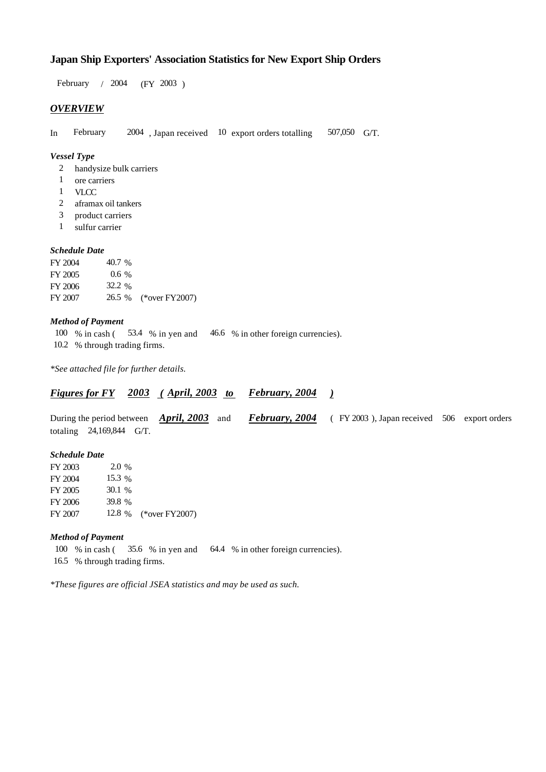# Japan Ship Exporters' Association Statistics for New Export Ship Orders

February / 2004 (FY 2003 )

## *OVERVIEW*

In February 2004 , Japan received 10 export orders totalling 507,050 G/T.

### *Vessel Type*

2 handysize bulk carriers
1 ore carriers
1 VLCC
2 aframax oil tankers
3 product carriers
1 sulfur carrier

### *Schedule Date*

FY 2004 40.7 %
FY 2005 0.6 %
FY 2006 32.2 %
FY 2007 26.5 % (*over FY2007)

### *Method of Payment*

100 % in cash ( 53.4 % in yen and 46.6 % in other foreign currencies).
10.2 % through trading firms.

*\*See attached file for further details.*

## ***Figures for FY 2003 ( April, 2003 to February, 2004 )***

During the period between ***April, 2003*** and ***February, 2004*** ( FY 2003 ), Japan received 506 export orders totaling 24,169,844 G/T.

### *Schedule Date*

FY 2003 2.0 %
FY 2004 15.3 %
FY 2005 30.1 %
FY 2006 39.8 %
FY 2007 12.8 % (*over FY2007)

### *Method of Payment*

100 % in cash ( 35.6 % in yen and 64.4 % in other foreign currencies).
16.5 % through trading firms.

*\*These figures are official JSEA statistics and may be used as such.*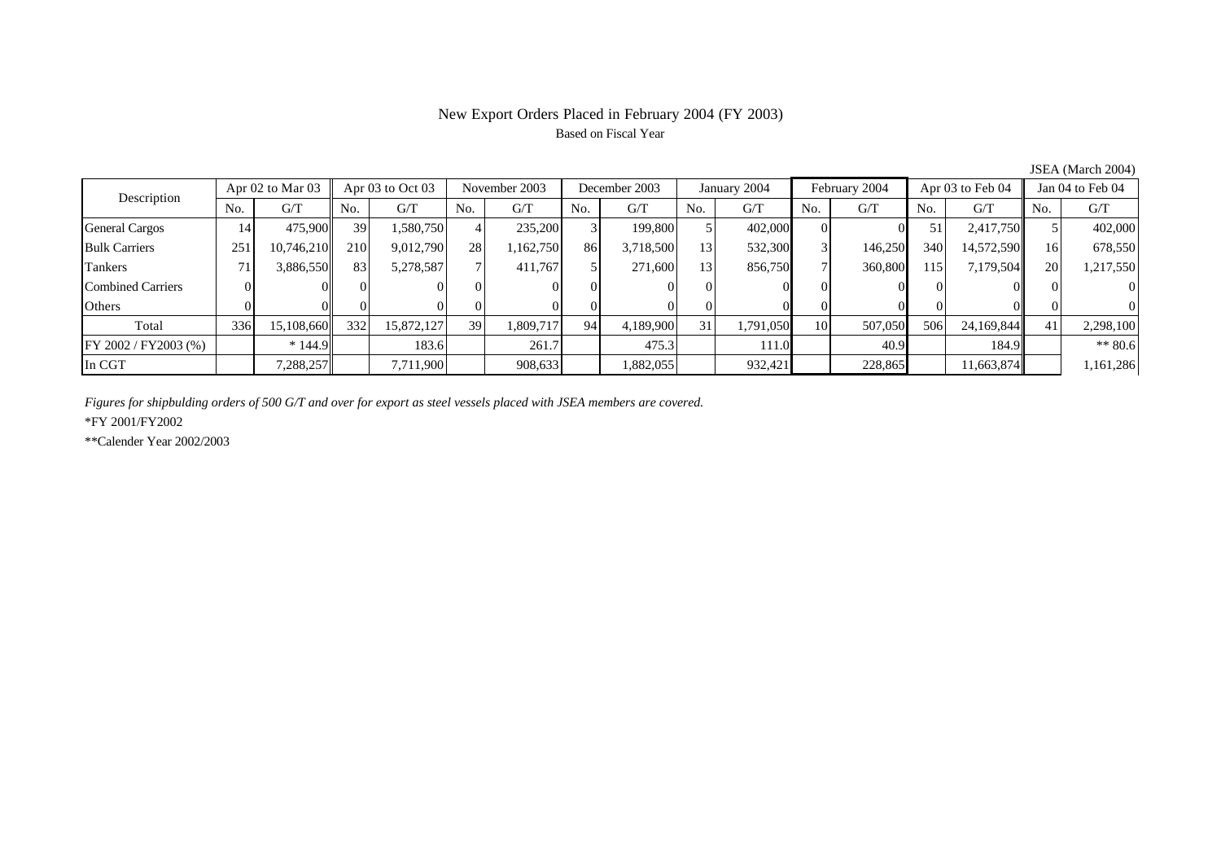# New Export Orders Placed in February 2004 (FY 2003)

Based on Fiscal Year

JSEA (March 2004)

| Description | Apr 02 to Mar 03 | | Apr 03 to Oct 03 | | November 2003 | | December 2003 | | January 2004 | | February 2004 | | Apr 03 to Feb 04 | | Jan 04 to Feb 04 | |
|---|---|---|---|---|---|---|---|---|---|---|---|---|---|---|---|---|
| | No. | G/T | No. | G/T | No. | G/T | No. | G/T | No. | G/T | No. | G/T | No. | G/T | No. | G/T |
| General Cargos | 14 | 475,900 | 39 | 1,580,750 | 4 | 235,200 | 3 | 199,800 | 5 | 402,000 | 0 | 0 | 51 | 2,417,750 | 5 | 402,000 |
| Bulk Carriers | 251 | 10,746,210 | 210 | 9,012,790 | 28 | 1,162,750 | 86 | 3,718,500 | 13 | 532,300 | 3 | 146,250 | 340 | 14,572,590 | 16 | 678,550 |
| Tankers | 71 | 3,886,550 | 83 | 5,278,587 | 7 | 411,767 | 5 | 271,600 | 13 | 856,750 | 7 | 360,800 | 115 | 7,179,504 | 20 | 1,217,550 |
| Combined Carriers | 0 | 0 | 0 | 0 | 0 | 0 | 0 | 0 | 0 | 0 | 0 | 0 | 0 | 0 | 0 | 0 |
| Others | 0 | 0 | 0 | 0 | 0 | 0 | 0 | 0 | 0 | 0 | 0 | 0 | 0 | 0 | 0 | 0 |
| Total | 336 | 15,108,660 | 332 | 15,872,127 | 39 | 1,809,717 | 94 | 4,189,900 | 31 | 1,791,050 | 10 | 507,050 | 506 | 24,169,844 | 41 | 2,298,100 |
| FY 2002 / FY2003 (%) | | * 144.9 | | 183.6 | | 261.7 | | 475.3 | | 111.0 | | 40.9 | | 184.9 | | ** 80.6 |
| In CGT | | 7,288,257 | | 7,711,900 | | 908,633 | | 1,882,055 | | 932,421 | | 228,865 | | 11,663,874 | | 1,161,286 |

*Figures for shipbulding orders of 500 G/T and over for export as steel vessels placed with JSEA members are covered.*

*FY 2001/FY2002

**Calender Year 2002/2003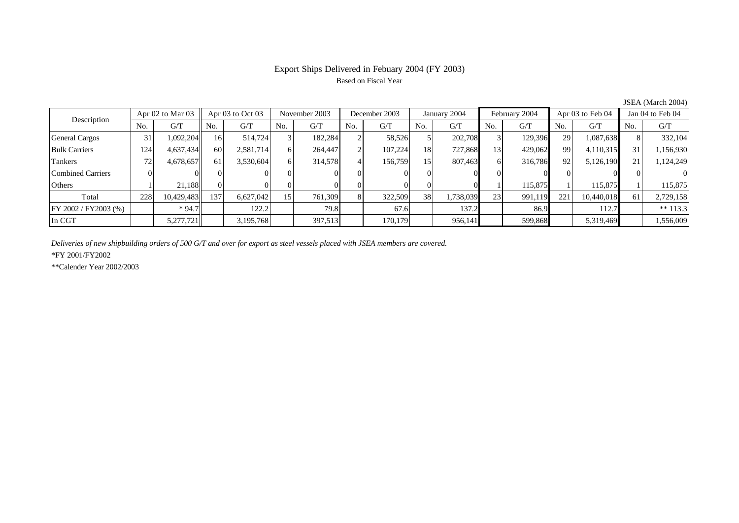# Export Ships Delivered in Febuary 2004 (FY 2003)

Based on Fiscal Year

JSEA (March 2004)

| Description | Apr 02 to Mar 03 | | Apr 03 to Oct 03 | | November 2003 | | December 2003 | | January 2004 | | February 2004 | | Apr 03 to Feb 04 | | Jan 04 to Feb 04 | |
|---|---|---|---|---|---|---|---|---|---|---|---|---|---|---|---|---|
| | No. | G/T | No. | G/T | No. | G/T | No. | G/T | No. | G/T | No. | G/T | No. | G/T | No. | G/T |
| General Cargos | 31 | 1,092,204 | 16 | 514,724 | 3 | 182,284 | 2 | 58,526 | 5 | 202,708 | 3 | 129,396 | 29 | 1,087,638 | 8 | 332,104 |
| Bulk Carriers | 124 | 4,637,434 | 60 | 2,581,714 | 6 | 264,447 | 2 | 107,224 | 18 | 727,868 | 13 | 429,062 | 99 | 4,110,315 | 31 | 1,156,930 |
| Tankers | 72 | 4,678,657 | 61 | 3,530,604 | 6 | 314,578 | 4 | 156,759 | 15 | 807,463 | 6 | 316,786 | 92 | 5,126,190 | 21 | 1,124,249 |
| Combined Carriers | 0 | 0 | 0 | 0 | 0 | 0 | 0 | 0 | 0 | 0 | 0 | 0 | 0 | 0 | 0 | 0 |
| Others | 1 | 21,188 | 0 | 0 | 0 | 0 | 0 | 0 | 0 | 0 | 1 | 115,875 | 1 | 115,875 | 1 | 115,875 |
| Total | 228 | 10,429,483 | 137 | 6,627,042 | 15 | 761,309 | 8 | 322,509 | 38 | 1,738,039 | 23 | 991,119 | 221 | 10,440,018 | 61 | 2,729,158 |
| FY 2002 / FY2003 (%) | | * 94.7 | | 122.2 | | 79.8 | | 67.6 | | 137.2 | | 86.9 | | 112.7 | | ** 113.3 |
| In CGT | | 5,277,721 | | 3,195,768 | | 397,513 | | 170,179 | | 956,141 | | 599,868 | | 5,319,469 | | 1,556,009 |

*Deliveries of new shipbuilding orders of 500 G/T and over for export as steel vessels placed with JSEA members are covered.*

*FY 2001/FY2002

**Calender Year 2002/2003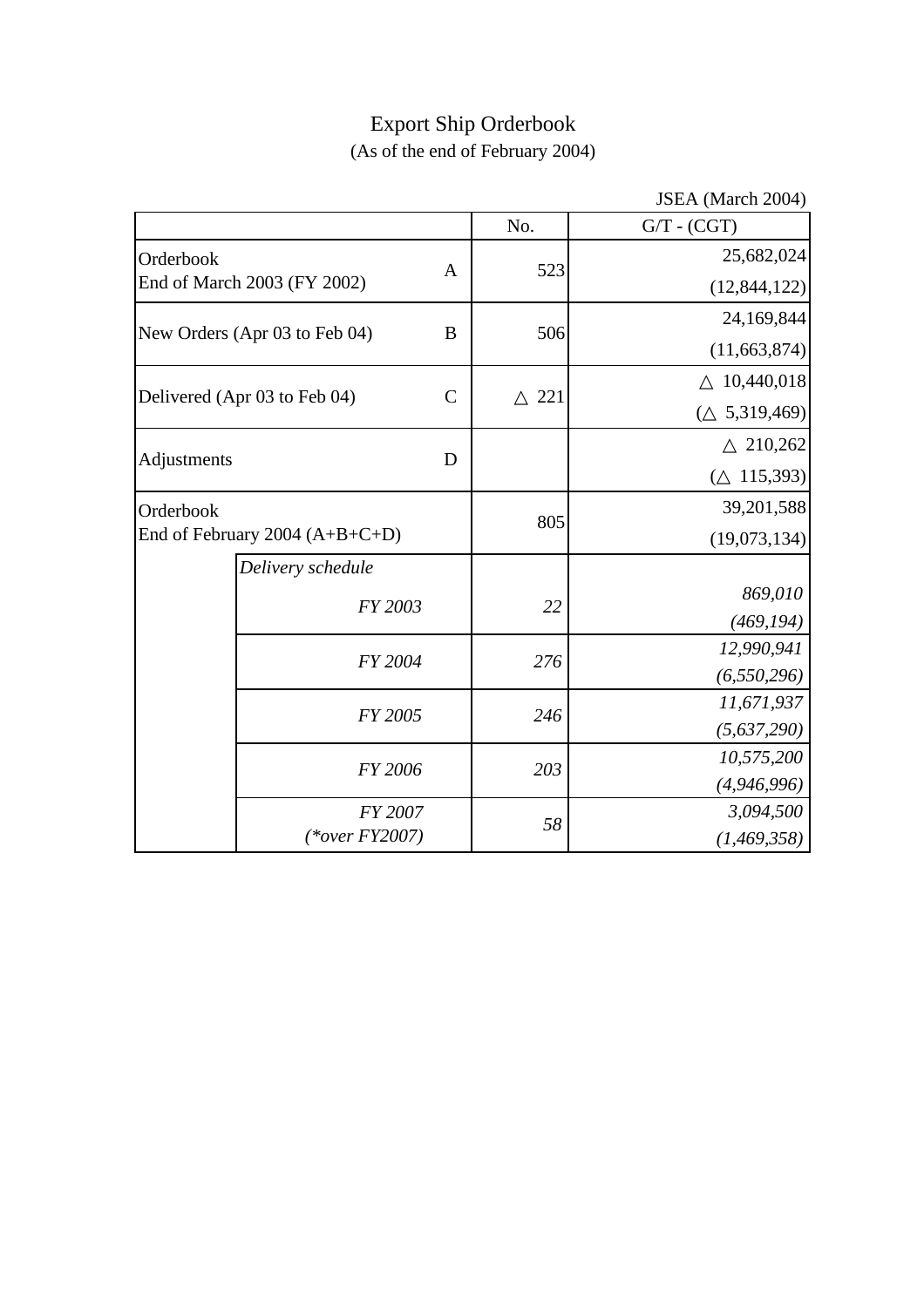# Export Ship Orderbook

(As of the end of February 2004)

JSEA (March 2004)

| | | | No. | G/T - (CGT) |
|---|---|---|---|---|
| Orderbook<br>End of March 2003 (FY 2002) | | A | 523 | 25,682,024<br>(12,844,122) |
| New Orders (Apr 03 to Feb 04) | | B | 506 | 24,169,844<br>(11,663,874) |
| Delivered (Apr 03 to Feb 04) | | C | △ 221 | △ 10,440,018<br>(△ 5,319,469) |
| Adjustments | | D | | △ 210,262<br>(△ 115,393) |
| Orderbook<br>End of February 2004 (A+B+C+D) | | | 805 | 39,201,588<br>(19,073,134) |
| | *Delivery schedule*<br>*FY 2003* | | *22* | *869,010*<br>*(469,194)* |
| | *FY 2004* | | *276* | *12,990,941*<br>*(6,550,296)* |
| | *FY 2005* | | *246* | *11,671,937*<br>*(5,637,290)* |
| | *FY 2006* | | *203* | *10,575,200*<br>*(4,946,996)* |
| | *FY 2007*<br>*(*over FY2007)* | | *58* | *3,094,500*<br>*(1,469,358)* |